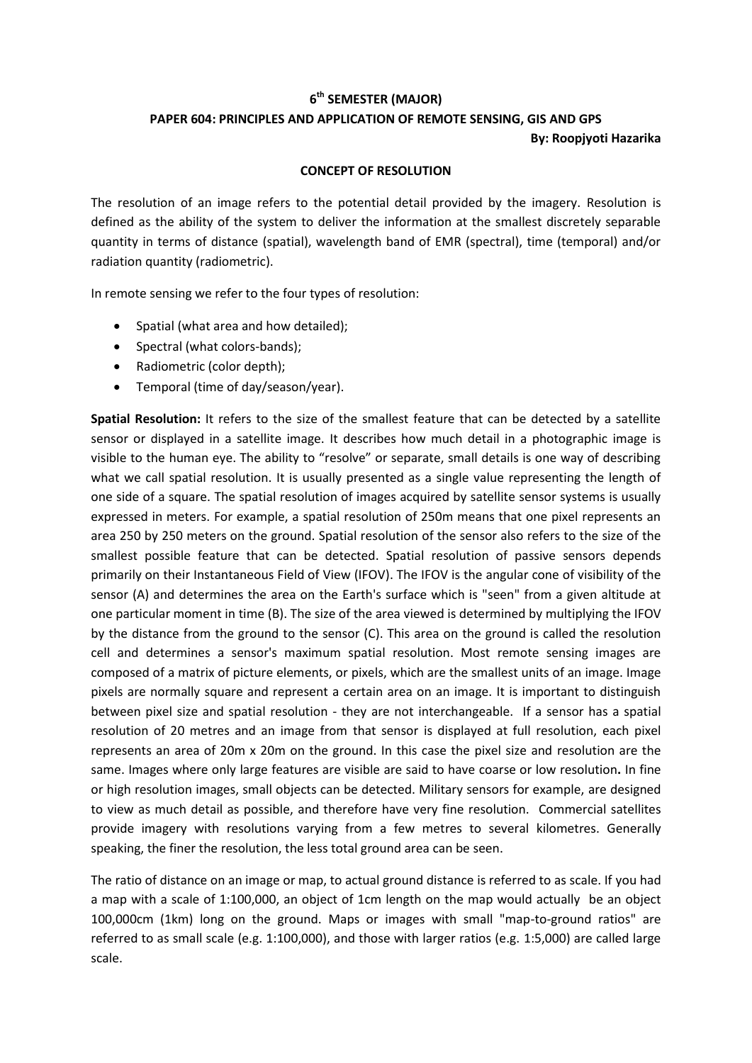**6$^{th}$ SEMESTER (MAJOR)**

**PAPER 604: PRINCIPLES AND APPLICATION OF REMOTE SENSING, GIS AND GPS**

**By: Roopjyoti Hazarika**

## CONCEPT OF RESOLUTION

The resolution of an image refers to the potential detail provided by the imagery. Resolution is defined as the ability of the system to deliver the information at the smallest discretely separable quantity in terms of distance (spatial), wavelength band of EMR (spectral), time (temporal) and/or radiation quantity (radiometric).

In remote sensing we refer to the four types of resolution:

- Spatial (what area and how detailed);
- Spectral (what colors-bands);
- Radiometric (color depth);
- Temporal (time of day/season/year).

**Spatial Resolution:** It refers to the size of the smallest feature that can be detected by a satellite sensor or displayed in a satellite image. It describes how much detail in a photographic image is visible to the human eye. The ability to "resolve" or separate, small details is one way of describing what we call spatial resolution. It is usually presented as a single value representing the length of one side of a square. The spatial resolution of images acquired by satellite sensor systems is usually expressed in meters. For example, a spatial resolution of 250m means that one pixel represents an area 250 by 250 meters on the ground. Spatial resolution of the sensor also refers to the size of the smallest possible feature that can be detected. Spatial resolution of passive sensors depends primarily on their Instantaneous Field of View (IFOV). The IFOV is the angular cone of visibility of the sensor (A) and determines the area on the Earth's surface which is "seen" from a given altitude at one particular moment in time (B). The size of the area viewed is determined by multiplying the IFOV by the distance from the ground to the sensor (C). This area on the ground is called the resolution cell and determines a sensor's maximum spatial resolution. Most remote sensing images are composed of a matrix of picture elements, or pixels, which are the smallest units of an image. Image pixels are normally square and represent a certain area on an image. It is important to distinguish between pixel size and spatial resolution - they are not interchangeable. If a sensor has a spatial resolution of 20 metres and an image from that sensor is displayed at full resolution, each pixel represents an area of 20m x 20m on the ground. In this case the pixel size and resolution are the same. Images where only large features are visible are said to have coarse or low resolution**.** In fine or high resolution images, small objects can be detected. Military sensors for example, are designed to view as much detail as possible, and therefore have very fine resolution. Commercial satellites provide imagery with resolutions varying from a few metres to several kilometres. Generally speaking, the finer the resolution, the less total ground area can be seen.

The ratio of distance on an image or map, to actual ground distance is referred to as scale. If you had a map with a scale of 1:100,000, an object of 1cm length on the map would actually be an object 100,000cm (1km) long on the ground. Maps or images with small "map-to-ground ratios" are referred to as small scale (e.g. 1:100,000), and those with larger ratios (e.g. 1:5,000) are called large scale.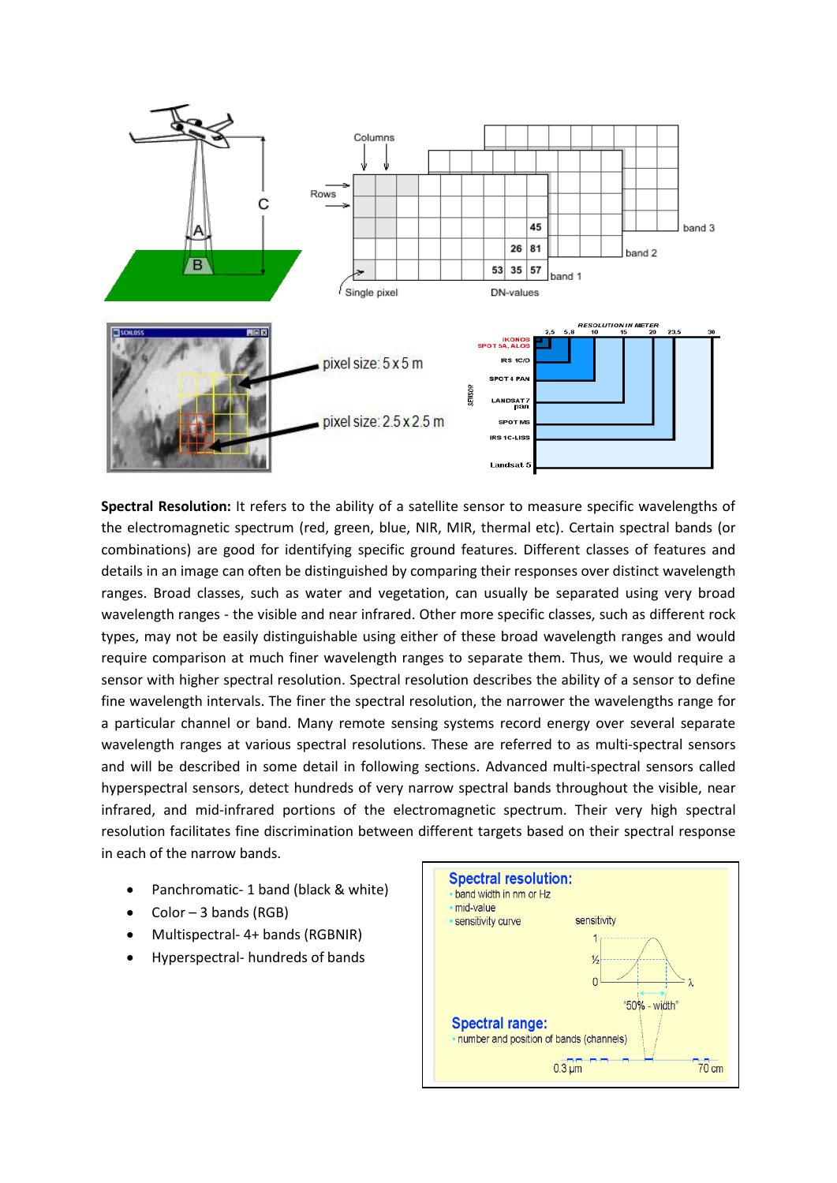**Spectral Resolution:** It refers to the ability of a satellite sensor to measure specific wavelengths of the electromagnetic spectrum (red, green, blue, NIR, MIR, thermal etc). Certain spectral bands (or combinations) are good for identifying specific ground features. Different classes of features and details in an image can often be distinguished by comparing their responses over distinct wavelength ranges. Broad classes, such as water and vegetation, can usually be separated using very broad wavelength ranges - the visible and near infrared. Other more specific classes, such as different rock types, may not be easily distinguishable using either of these broad wavelength ranges and would require comparison at much finer wavelength ranges to separate them. Thus, we would require a sensor with higher spectral resolution. Spectral resolution describes the ability of a sensor to define fine wavelength intervals. The finer the spectral resolution, the narrower the wavelengths range for a particular channel or band. Many remote sensing systems record energy over several separate wavelength ranges at various spectral resolutions. These are referred to as multi-spectral sensors and will be described in some detail in following sections. Advanced multi-spectral sensors called hyperspectral sensors, detect hundreds of very narrow spectral bands throughout the visible, near infrared, and mid-infrared portions of the electromagnetic spectrum. Their very high spectral resolution facilitates fine discrimination between different targets based on their spectral response in each of the narrow bands.

- Panchromatic- 1 band (black & white)
- Color – 3 bands (RGB)
- Multispectral- 4+ bands (RGBNIR)
- Hyperspectral- hundreds of bands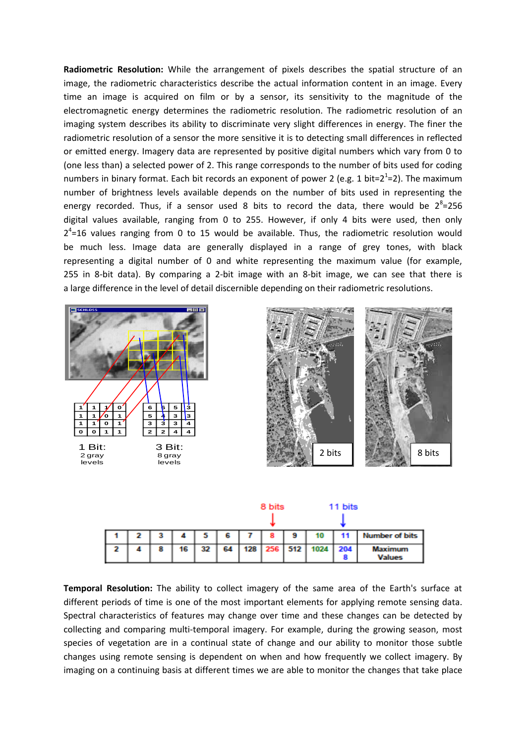**Radiometric Resolution:** While the arrangement of pixels describes the spatial structure of an image, the radiometric characteristics describe the actual information content in an image. Every time an image is acquired on film or by a sensor, its sensitivity to the magnitude of the electromagnetic energy determines the radiometric resolution. The radiometric resolution of an imaging system describes its ability to discriminate very slight differences in energy. The finer the radiometric resolution of a sensor the more sensitive it is to detecting small differences in reflected or emitted energy. Imagery data are represented by positive digital numbers which vary from 0 to (one less than) a selected power of 2. This range corresponds to the number of bits used for coding numbers in binary format. Each bit records an exponent of power 2 (e.g. 1 bit=$2^1$=2). The maximum number of brightness levels available depends on the number of bits used in representing the energy recorded. Thus, if a sensor used 8 bits to record the data, there would be $2^8$=256 digital values available, ranging from 0 to 255. However, if only 4 bits were used, then only $2^4$=16 values ranging from 0 to 15 would be available. Thus, the radiometric resolution would be much less. Image data are generally displayed in a range of grey tones, with black representing a digital number of 0 and white representing the maximum value (for example, 255 in 8-bit data). By comparing a 2-bit image with an 8-bit image, we can see that there is a large difference in the level of detail discernible depending on their radiometric resolutions.

| 1 | 1 | 1 | 0 |
|---|---|---|---|
| 1 | 1 | 0 | 1 |
| 1 | 1 | 0 | 1 |
| 0 | 0 | 1 | 1 |

1 Bit: 2 gray levels

| 6 | 5 | 5 | 3 |
|---|---|---|---|
| 5 | 4 | 3 | 3 |
| 3 | 3 | 3 | 4 |
| 2 | 2 | 4 | 4 |

3 Bit: 8 gray levels

2 bits

8 bits

| 1 | 2 | 3 | 4 | 5 | 6 | 7 | 8 | 9 | 10 | 11 | Number of bits |
|---|---|---|---|---|---|---|---|---|---|---|---|
| 2 | 4 | 8 | 16 | 32 | 64 | 128 | 256 | 512 | 1024 | 2048 | Maximum Values |

**Temporal Resolution:** The ability to collect imagery of the same area of the Earth's surface at different periods of time is one of the most important elements for applying remote sensing data. Spectral characteristics of features may change over time and these changes can be detected by collecting and comparing multi-temporal imagery. For example, during the growing season, most species of vegetation are in a continual state of change and our ability to monitor those subtle changes using remote sensing is dependent on when and how frequently we collect imagery. By imaging on a continuing basis at different times we are able to monitor the changes that take place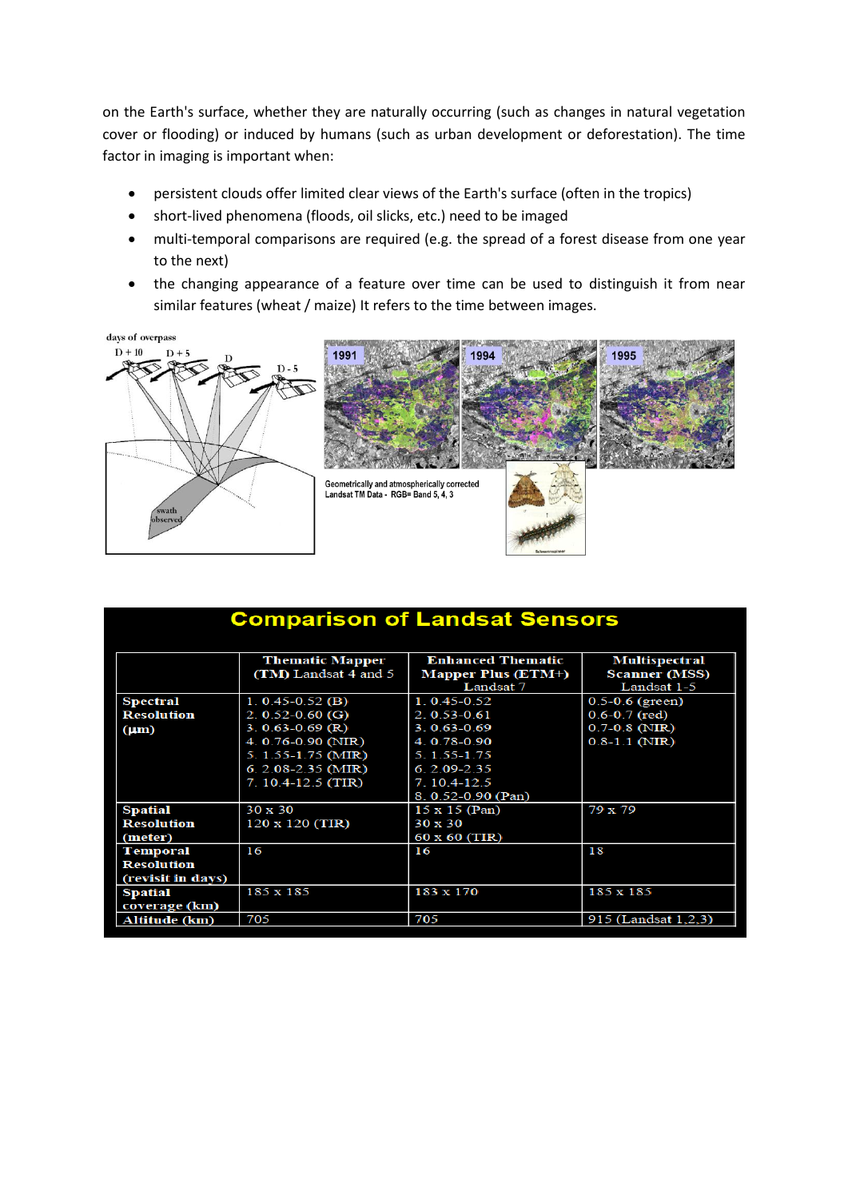on the Earth's surface, whether they are naturally occurring (such as changes in natural vegetation cover or flooding) or induced by humans (such as urban development or deforestation). The time factor in imaging is important when:

- persistent clouds offer limited clear views of the Earth's surface (often in the tropics)
- short-lived phenomena (floods, oil slicks, etc.) need to be imaged
- multi-temporal comparisons are required (e.g. the spread of a forest disease from one year to the next)
- the changing appearance of a feature over time can be used to distinguish it from near similar features (wheat / maize) It refers to the time between images.

days of overpass

D + 10
D + 5
D
D - 5

swath observed

1991
1994
1995

Geometrically and atmospherically corrected Landsat TM Data - RGB= Band 5, 4, 3

## Comparison of Landsat Sensors

| | Thematic Mapper (TM) Landsat 4 and 5 | Enhanced Thematic Mapper Plus (ETM+) Landsat 7 | Multispectral Scanner (MSS) Landsat 1-5 |
|---|---|---|---|
| **Spectral Resolution (µm)** | 1. 0.45-0.52 (B)<br>2. 0.52-0.60 (G)<br>3. 0.63-0.69 (R)<br>4. 0.76-0.90 (NIR)<br>5. 1.55-1.75 (MIR)<br>6. 2.08-2.35 (MIR)<br>7. 10.4-12.5 (TIR) | 1. 0.45-0.52<br>2. 0.53-0.61<br>3. 0.63-0.69<br>4. 0.78-0.90<br>5. 1.55-1.75<br>6. 2.09-2.35<br>7. 10.4-12.5<br>8. 0.52-0.90 (Pan) | 0.5-0.6 (green)<br>0.6-0.7 (red)<br>0.7-0.8 (NIR)<br>0.8-1.1 (NIR) |
| **Spatial Resolution (meter)** | 30 x 30<br>120 x 120 (TIR) | 15 x 15 (Pan)<br>30 x 30<br>60 x 60 (TIR) | 79 x 79 |
| **Temporal Resolution (revisit in days)** | 16 | 16 | 18 |
| **Spatial coverage (km)** | 185 x 185 | 183 x 170 | 185 x 185 |
| **Altitude (km)** | 705 | 705 | 915 (Landsat 1,2,3) |